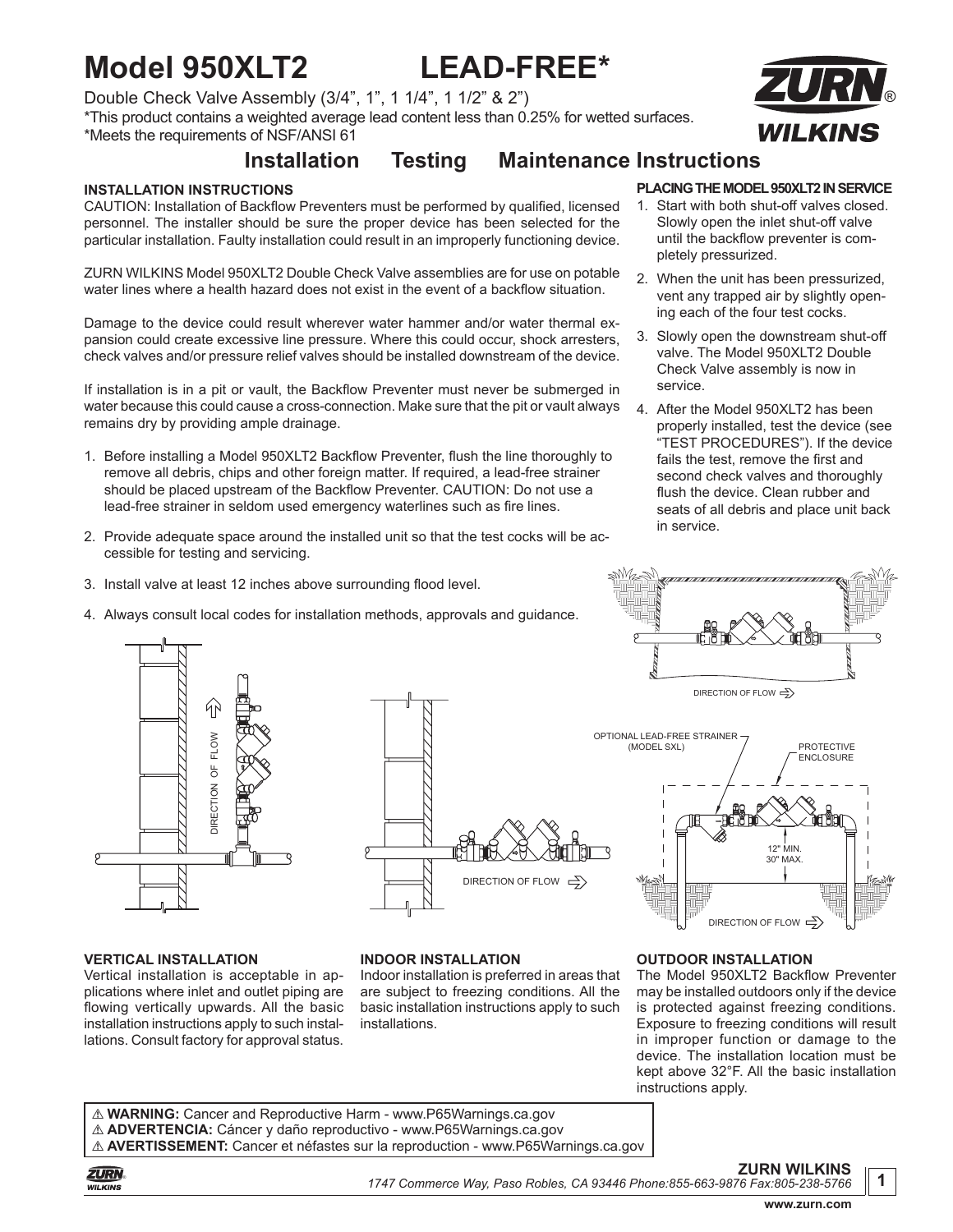# Model 950XLT2 LEAD-FREE*

Double Check Valve Assembly (3/4", 1", 1 1/4", 1 1/2" & 2")

*This product contains a weighted average lead content less than 0.25% for wetted surfaces.

*Meets the requirements of NSF/ANSI 61

## Installation Testing Maintenance Instructions

### INSTALLATION INSTRUCTIONS

CAUTION: Installation of Backflow Preventers must be performed by qualified, licensed personnel. The installer should be sure the proper device has been selected for the particular installation. Faulty installation could result in an improperly functioning device.

ZURN WILKINS Model 950XLT2 Double Check Valve assemblies are for use on potable water lines where a health hazard does not exist in the event of a backflow situation.

Damage to the device could result wherever water hammer and/or water thermal expansion could create excessive line pressure. Where this could occur, shock arresters, check valves and/or pressure relief valves should be installed downstream of the device.

If installation is in a pit or vault, the Backflow Preventer must never be submerged in water because this could cause a cross-connection. Make sure that the pit or vault always remains dry by providing ample drainage.

1. Before installing a Model 950XLT2 Backflow Preventer, flush the line thoroughly to remove all debris, chips and other foreign matter. If required, a lead-free strainer should be placed upstream of the Backflow Preventer. CAUTION: Do not use a lead-free strainer in seldom used emergency waterlines such as fire lines.
2. Provide adequate space around the installed unit so that the test cocks will be accessible for testing and servicing.
3. Install valve at least 12 inches above surrounding flood level.
4. Always consult local codes for installation methods, approvals and guidance.

### PLACING THE MODEL 950XLT2 IN SERVICE

1. Start with both shut-off valves closed. Slowly open the inlet shut-off valve until the backflow preventer is completely pressurized.
2. When the unit has been pressurized, vent any trapped air by slightly opening each of the four test cocks.
3. Slowly open the downstream shut-off valve. The Model 950XLT2 Double Check Valve assembly is now in service.
4. After the Model 950XLT2 has been properly installed, test the device (see "TEST PROCEDURES"). If the device fails the test, remove the first and second check valves and thoroughly flush the device. Clean rubber and seats of all debris and place unit back in service.

DIRECTION OF FLOW

OPTIONAL LEAD-FREE STRAINER (MODEL SXL)

PROTECTIVE ENCLOSURE

12" MIN. 30" MAX.

### VERTICAL INSTALLATION

Vertical installation is acceptable in applications where inlet and outlet piping are flowing vertically upwards. All the basic installation instructions apply to such installations. Consult factory for approval status.

### INDOOR INSTALLATION

Indoor installation is preferred in areas that are subject to freezing conditions. All the basic installation instructions apply to such installations.

### OUTDOOR INSTALLATION

The Model 950XLT2 Backflow Preventer may be installed outdoors only if the device is protected against freezing conditions. Exposure to freezing conditions will result in improper function or damage to the device. The installation location must be kept above 32°F. All the basic installation instructions apply.

⚠ **WARNING:** Cancer and Reproductive Harm - www.P65Warnings.ca.gov
⚠ **ADVERTENCIA:** Cáncer y daño reproductivo - www.P65Warnings.ca.gov
⚠ **AVERTISSEMENT:** Cancer et néfastes sur la reproduction - www.P65Warnings.ca.gov

**ZURN WILKINS**
*1747 Commerce Way, Paso Robles, CA 93446 Phone:855-663-9876 Fax:805-238-5766*

www.zurn.com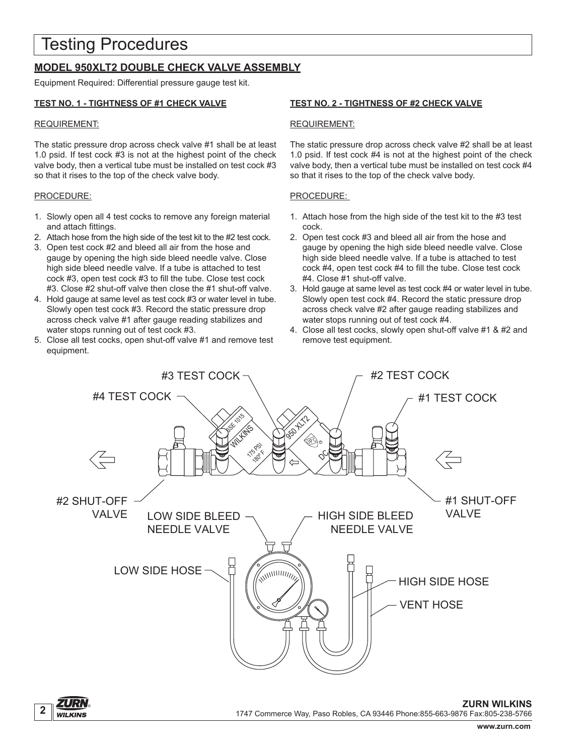# Testing Procedures

## MODEL 950XLT2 DOUBLE CHECK VALVE ASSEMBLY

Equipment Required: Differential pressure gauge test kit.

### TEST NO. 1 - TIGHTNESS OF #1 CHECK VALVE

REQUIREMENT:

The static pressure drop across check valve #1 shall be at least 1.0 psid. If test cock #3 is not at the highest point of the check valve body, then a vertical tube must be installed on test cock #3 so that it rises to the top of the check valve body.

PROCEDURE:

1. Slowly open all 4 test cocks to remove any foreign material and attach fittings.
2. Attach hose from the high side of the test kit to the #2 test cock.
3. Open test cock #2 and bleed all air from the hose and gauge by opening the high side bleed needle valve. Close high side bleed needle valve. If a tube is attached to test cock #3, open test cock #3 to fill the tube. Close test cock #3. Close #2 shut-off valve then close the #1 shut-off valve.
4. Hold gauge at same level as test cock #3 or water level in tube. Slowly open test cock #3. Record the static pressure drop across check valve #1 after gauge reading stabilizes and water stops running out of test cock #3.
5. Close all test cocks, open shut-off valve #1 and remove test equipment.

### TEST NO. 2 - TIGHTNESS OF #2 CHECK VALVE

REQUIREMENT:

The static pressure drop across check valve #2 shall be at least 1.0 psid. If test cock #4 is not at the highest point of the check valve body, then a vertical tube must be installed on test cock #4 so that it rises to the top of the check valve body.

PROCEDURE:

1. Attach hose from the high side of the test kit to the #3 test cock.
2. Open test cock #3 and bleed all air from the hose and gauge by opening the high side bleed needle valve. Close high side bleed needle valve. If a tube is attached to test cock #4, open test cock #4 to fill the tube. Close test cock #4. Close #1 shut-off valve.
3. Hold gauge at same level as test cock #4 or water level in tube. Slowly open test cock #4. Record the static pressure drop across check valve #2 after gauge reading stabilizes and water stops running out of test cock #4.
4. Close all test cocks, slowly open shut-off valve #1 & #2 and remove test equipment.

#3 TEST COCK, #2 TEST COCK, #4 TEST COCK, #1 TEST COCK, #2 SHUT-OFF VALVE, #1 SHUT-OFF VALVE, LOW SIDE BLEED NEEDLE VALVE, HIGH SIDE BLEED NEEDLE VALVE, LOW SIDE HOSE, HIGH SIDE HOSE, VENT HOSE

**ZURN WILKINS**
1747 Commerce Way, Paso Robles, CA 93446 Phone:855-663-9876 Fax:805-238-5766
www.zurn.com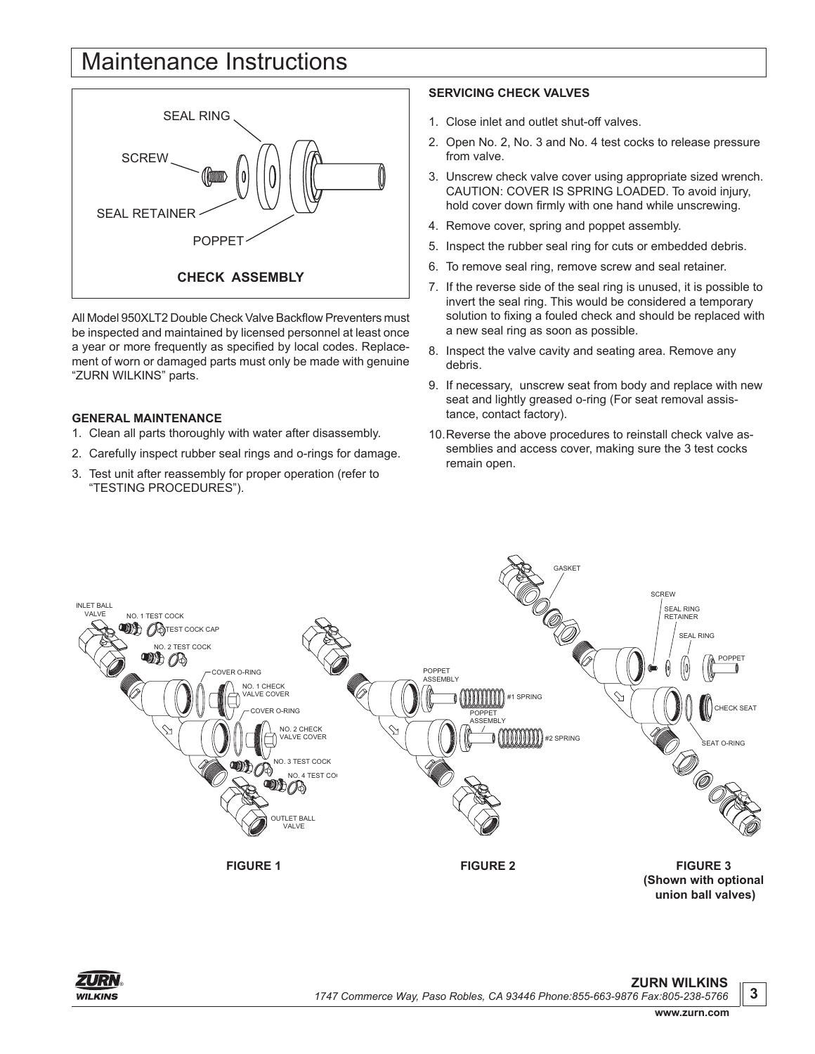# Maintenance Instructions

SEAL RING

SCREW

SEAL RETAINER

POPPET

**CHECK ASSEMBLY**

All Model 950XLT2 Double Check Valve Backflow Preventers must be inspected and maintained by licensed personnel at least once a year or more frequently as specified by local codes. Replacement of worn or damaged parts must only be made with genuine "ZURN WILKINS" parts.

### GENERAL MAINTENANCE

1. Clean all parts thoroughly with water after disassembly.
2. Carefully inspect rubber seal rings and o-rings for damage.
3. Test unit after reassembly for proper operation (refer to "TESTING PROCEDURES").

### SERVICING CHECK VALVES

1. Close inlet and outlet shut-off valves.
2. Open No. 2, No. 3 and No. 4 test cocks to release pressure from valve.
3. Unscrew check valve cover using appropriate sized wrench. CAUTION: COVER IS SPRING LOADED. To avoid injury, hold cover down firmly with one hand while unscrewing.
4. Remove cover, spring and poppet assembly.
5. Inspect the rubber seal ring for cuts or embedded debris.
6. To remove seal ring, remove screw and seal retainer.
7. If the reverse side of the seal ring is unused, it is possible to invert the seal ring. This would be considered a temporary solution to fixing a fouled check and should be replaced with a new seal ring as soon as possible.
8. Inspect the valve cavity and seating area. Remove any debris.
9. If necessary, unscrew seat from body and replace with new seat and lightly greased o-ring (For seat removal assistance, contact factory).
10. Reverse the above procedures to reinstall check valve assemblies and access cover, making sure the 3 test cocks remain open.

INLET BALL VALVE, NO. 1 TEST COCK, TEST COCK CAP, NO. 2 TEST COCK, COVER O-RING, NO. 1 CHECK VALVE COVER, COVER O-RING, NO. 2 CHECK VALVE COVER, NO. 3 TEST COCK, NO. 4 TEST COCK, OUTLET BALL VALVE

**FIGURE 1**

POPPET ASSEMBLY, #1 SPRING, POPPET ASSEMBLY, #2 SPRING

**FIGURE 2**

GASKET, SCREW, SEAL RING RETAINER, SEAL RING, POPPET, CHECK SEAT, SEAT O-RING

**FIGURE 3**
**(Shown with optional union ball valves)**

**ZURN WILKINS**
*1747 Commerce Way, Paso Robles, CA 93446 Phone:855-663-9876 Fax:805-238-5766*
**www.zurn.com**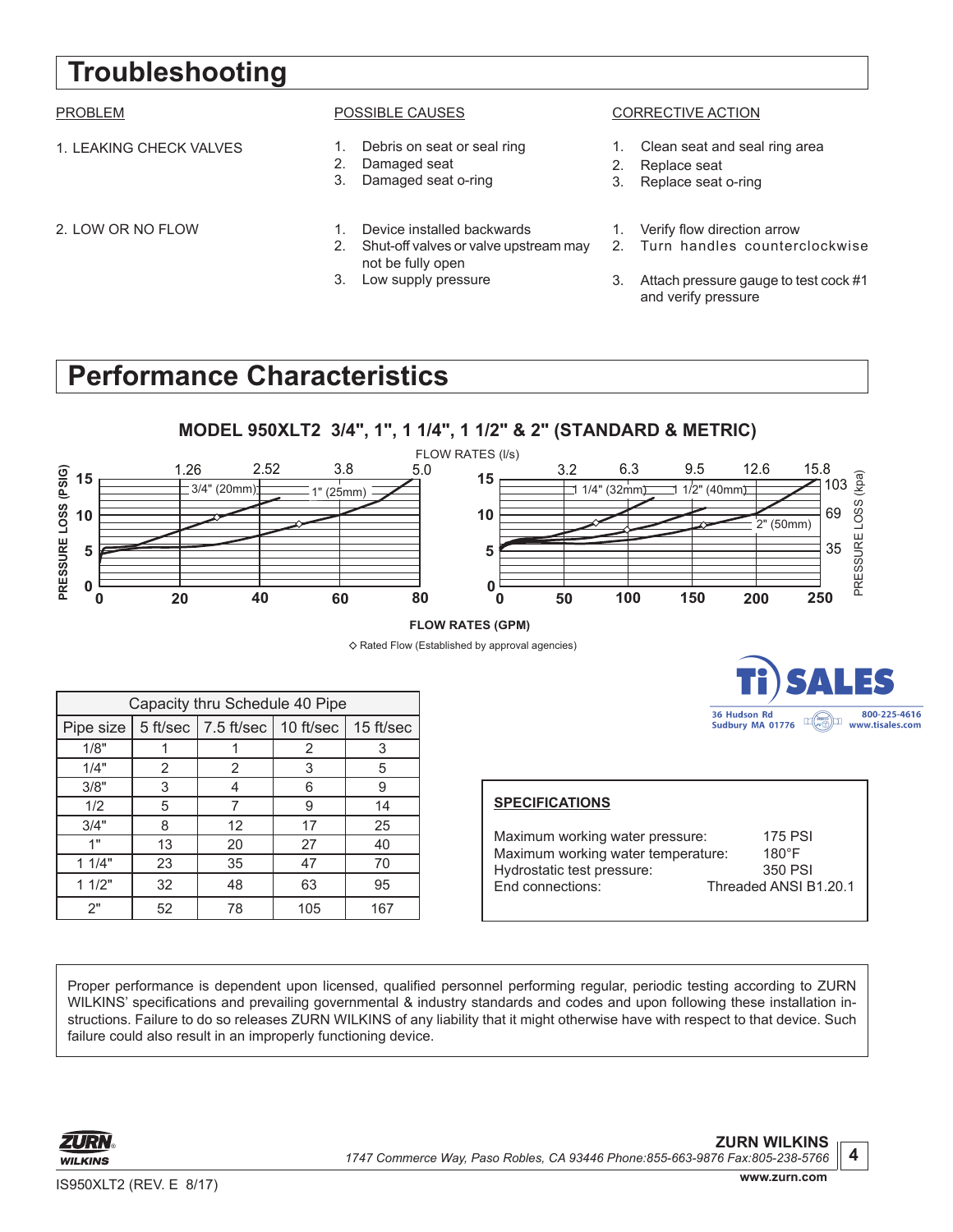# Troubleshooting

| PROBLEM | POSSIBLE CAUSES | CORRECTIVE ACTION |
|---|---|---|
| 1. LEAKING CHECK VALVES | 1. Debris on seat or seal ring<br>2. Damaged seat<br>3. Damaged seat o-ring | 1. Clean seat and seal ring area<br>2. Replace seat<br>3. Replace seat o-ring |
| 2. LOW OR NO FLOW | 1. Device installed backwards<br>2. Shut-off valves or valve upstream may not be fully open<br>3. Low supply pressure | 1. Verify flow direction arrow<br>2. Turn handles counterclockwise<br>3. Attach pressure gauge to test cock #1 and verify pressure |

# Performance Characteristics

**MODEL 950XLT2 3/4", 1", 1 1/4", 1 1/2" & 2" (STANDARD & METRIC)**

FLOW RATES (l/s)

1.26 2.52 3.8 5.0

3.2 6.3 9.5 12.6 15.8

PRESSURE LOSS (PSIG)

15 10 5 0

3/4" (20mm)

1" (25mm)

1 1/4" (32mm)

1 1/2" (40mm)

2" (50mm)

103 69 35

PRESSURE LOSS (kpa)

0 20 40 60 80

0 50 100 150 200 250

FLOW RATES (GPM)

◇ Rated Flow (Established by approval agencies)

| Capacity thru Schedule 40 Pipe | | | | |
|---|---|---|---|---|
| Pipe size | 5 ft/sec | 7.5 ft/sec | 10 ft/sec | 15 ft/sec |
| 1/8" | 1 | 1 | 2 | 3 |
| 1/4" | 2 | 2 | 3 | 5 |
| 3/8" | 3 | 4 | 6 | 9 |
| 1/2 | 5 | 7 | 9 | 14 |
| 3/4" | 8 | 12 | 17 | 25 |
| 1" | 13 | 20 | 27 | 40 |
| 1 1/4" | 23 | 35 | 47 | 70 |
| 1 1/2" | 32 | 48 | 63 | 95 |
| 2" | 52 | 78 | 105 | 167 |

TI SALES
36 Hudson Rd
Sudbury MA 01776
800-225-4616
www.tisales.com

**SPECIFICATIONS**

| | |
|---|---|
| Maximum working water pressure: | 175 PSI |
| Maximum working water temperature: | 180°F |
| Hydrostatic test pressure: | 350 PSI |
| End connections: | Threaded ANSI B1.20.1 |

Proper performance is dependent upon licensed, qualified personnel performing regular, periodic testing according to ZURN WILKINS' specifications and prevailing governmental & industry standards and codes and upon following these installation instructions. Failure to do so releases ZURN WILKINS of any liability that it might otherwise have with respect to that device. Such failure could also result in an improperly functioning device.

**ZURN WILKINS**
*1747 Commerce Way, Paso Robles, CA 93446 Phone:855-663-9876 Fax:805-238-5766*
**www.zurn.com**

IS950XLT2 (REV. E 8/17)